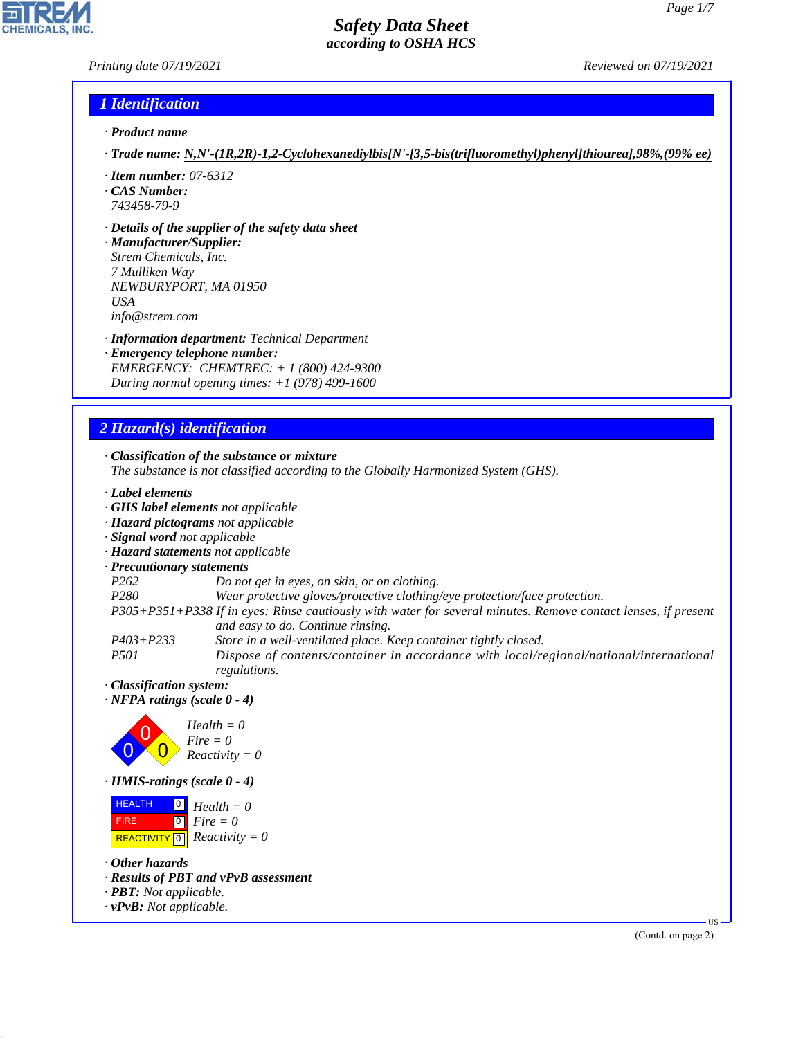# Safety Data Sheet
### according to OSHA HCS

Printing date 07/19/2021 Reviewed on 07/19/2021

## 1 Identification

· **Product name**

· **Trade name:** **N,N'-(1R,2R)-1,2-Cyclohexanediylbis[N'-[3,5-bis(trifluoromethyl)phenyl]thiourea],98%,(99% ee)**

· **Item number:** 07-6312
· **CAS Number:**
743458-79-9

· **Details of the supplier of the safety data sheet**
· **Manufacturer/Supplier:**
Strem Chemicals, Inc.
7 Mulliken Way
NEWBURYPORT, MA 01950
USA
info@strem.com

· **Information department:** Technical Department
· **Emergency telephone number:**
EMERGENCY: CHEMTREC: + 1 (800) 424-9300
During normal opening times: +1 (978) 499-1600

## 2 Hazard(s) identification

· **Classification of the substance or mixture**
The substance is not classified according to the Globally Harmonized System (GHS).

· **Label elements**
· **GHS label elements** not applicable
· **Hazard pictograms** not applicable
· **Signal word** not applicable
· **Hazard statements** not applicable
· **Precautionary statements**

| | |
|---|---|
| P262 | Do not get in eyes, on skin, or on clothing. |
| P280 | Wear protective gloves/protective clothing/eye protection/face protection. |
| P305+P351+P338 | If in eyes: Rinse cautiously with water for several minutes. Remove contact lenses, if present and easy to do. Continue rinsing. |
| P403+P233 | Store in a well-ventilated place. Keep container tightly closed. |
| P501 | Dispose of contents/container in accordance with local/regional/national/international regulations. |

· **Classification system:**
· **NFPA ratings (scale 0 - 4)**

Health = 0
Fire = 0
Reactivity = 0

· **HMIS-ratings (scale 0 - 4)**

| | | |
|---|---|---|
| HEALTH | 0 | Health = 0 |
| FIRE | 0 | Fire = 0 |
| REACTIVITY | 0 | Reactivity = 0 |

· **Other hazards**
· **Results of PBT and vPvB assessment**
· **PBT:** Not applicable.
· **vPvB:** Not applicable.

(Contd. on page 2)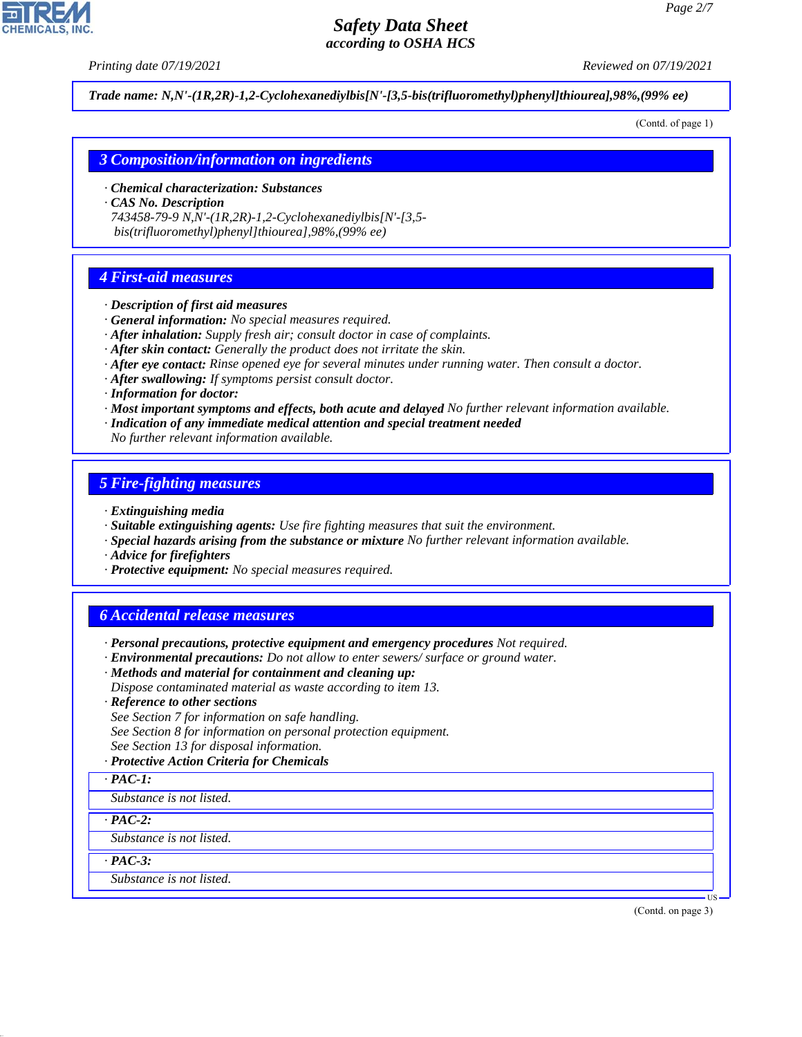**Trade name: N,N'-(1R,2R)-1,2-Cyclohexanediylbis[N'-[3,5-bis(trifluoromethyl)phenyl]thiourea],98%,(99% ee)**

(Contd. of page 1)

## 3 Composition/information on ingredients

- **Chemical characterization: Substances**
- **CAS No. Description**
  743458-79-9 N,N'-(1R,2R)-1,2-Cyclohexanediylbis[N'-[3,5-bis(trifluoromethyl)phenyl]thiourea],98%,(99% ee)

## 4 First-aid measures

- **Description of first aid measures**
- **General information:** No special measures required.
- **After inhalation:** Supply fresh air; consult doctor in case of complaints.
- **After skin contact:** Generally the product does not irritate the skin.
- **After eye contact:** Rinse opened eye for several minutes under running water. Then consult a doctor.
- **After swallowing:** If symptoms persist consult doctor.
- **Information for doctor:**
- **Most important symptoms and effects, both acute and delayed** No further relevant information available.
- **Indication of any immediate medical attention and special treatment needed**
  No further relevant information available.

## 5 Fire-fighting measures

- **Extinguishing media**
- **Suitable extinguishing agents:** Use fire fighting measures that suit the environment.
- **Special hazards arising from the substance or mixture** No further relevant information available.
- **Advice for firefighters**
- **Protective equipment:** No special measures required.

## 6 Accidental release measures

- **Personal precautions, protective equipment and emergency procedures** Not required.
- **Environmental precautions:** Do not allow to enter sewers/ surface or ground water.
- **Methods and material for containment and cleaning up:**
  Dispose contaminated material as waste according to item 13.
- **Reference to other sections**
  See Section 7 for information on safe handling.
  See Section 8 for information on personal protection equipment.
  See Section 13 for disposal information.
- **Protective Action Criteria for Chemicals**

| · PAC-1: |
|---|
| Substance is not listed. |

| · PAC-2: |
|---|
| Substance is not listed. |

| · PAC-3: |
|---|
| Substance is not listed. |

(Contd. on page 3)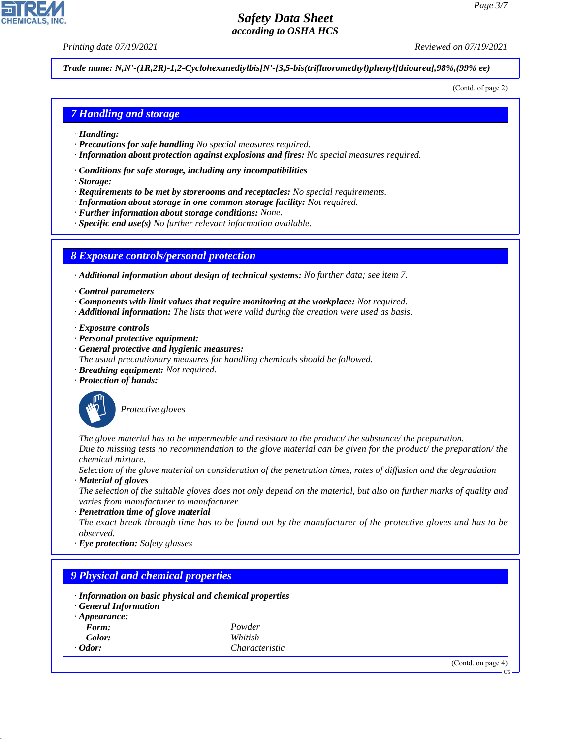Trade name: N,N'-(1R,2R)-1,2-Cyclohexanediylbis[N'-[3,5-bis(trifluoromethyl)phenyl]thiourea],98%,(99% ee)

(Contd. of page 2)

## 7 Handling and storage

· **Handling:**
· **Precautions for safe handling** No special measures required.
· **Information about protection against explosions and fires:** No special measures required.

· **Conditions for safe storage, including any incompatibilities**
· **Storage:**
· **Requirements to be met by storerooms and receptacles:** No special requirements.
· **Information about storage in one common storage facility:** Not required.
· **Further information about storage conditions:** None.
· **Specific end use(s)** No further relevant information available.

## 8 Exposure controls/personal protection

· **Additional information about design of technical systems:** No further data; see item 7.

· **Control parameters**
· **Components with limit values that require monitoring at the workplace:** Not required.
· **Additional information:** The lists that were valid during the creation were used as basis.

· **Exposure controls**
· **Personal protective equipment:**
· **General protective and hygienic measures:**
The usual precautionary measures for handling chemicals should be followed.
· **Breathing equipment:** Not required.
· **Protection of hands:**

Protective gloves

The glove material has to be impermeable and resistant to the product/ the substance/ the preparation.
Due to missing tests no recommendation to the glove material can be given for the product/ the preparation/ the chemical mixture.
Selection of the glove material on consideration of the penetration times, rates of diffusion and the degradation
· **Material of gloves**
The selection of the suitable gloves does not only depend on the material, but also on further marks of quality and varies from manufacturer to manufacturer.
· **Penetration time of glove material**
The exact break through time has to be found out by the manufacturer of the protective gloves and has to be observed.
· **Eye protection:** Safety glasses

## 9 Physical and chemical properties

· **Information on basic physical and chemical properties**
· **General Information**
· **Appearance:**

| | |
|---|---|
| **Form:** | Powder |
| **Color:** | Whitish |
| · **Odor:** | Characteristic |

(Contd. on page 4)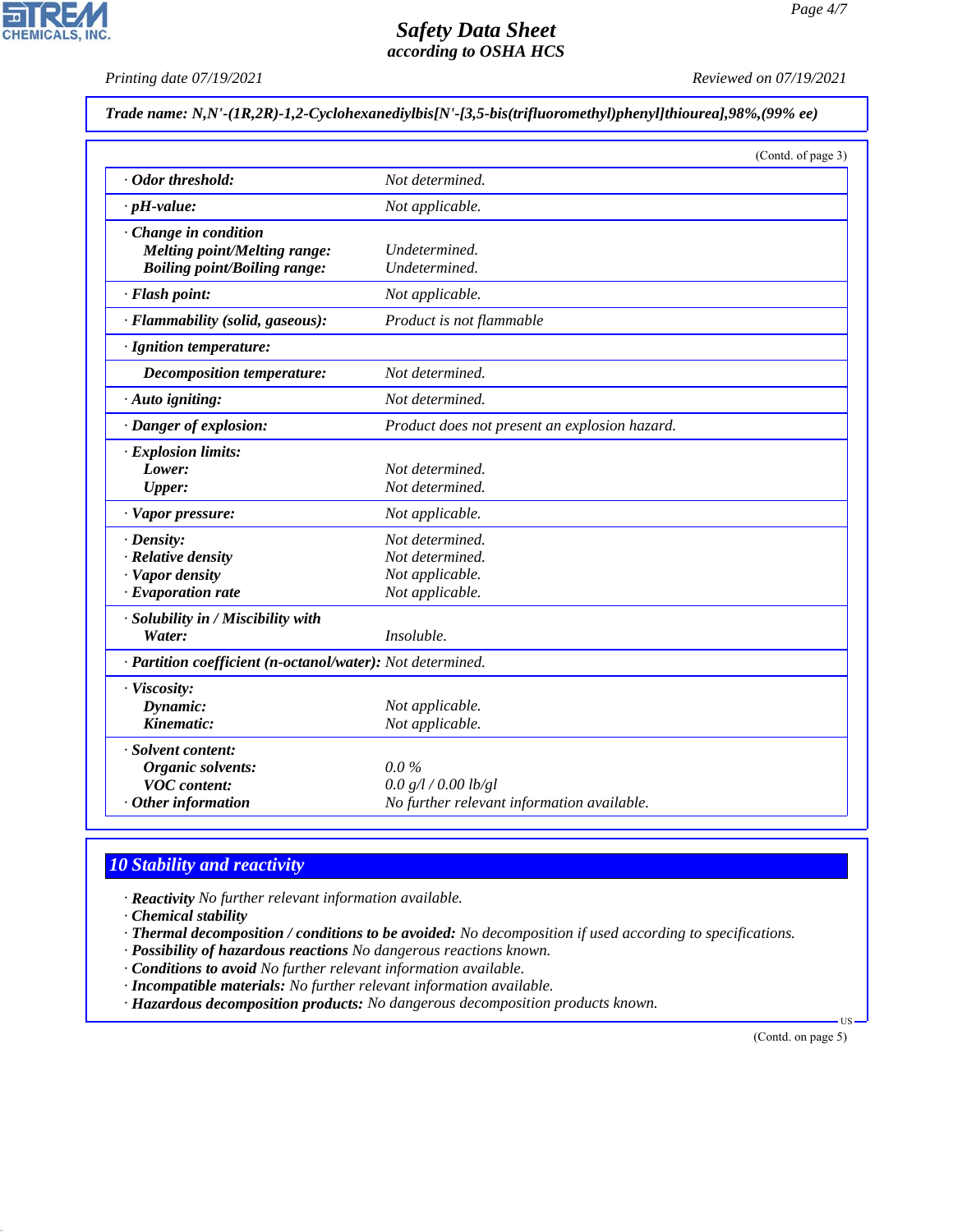Trade name: N,N'-(1R,2R)-1,2-Cyclohexanediylbis[N'-[3,5-bis(trifluoromethyl)phenyl]thiourea],98%,(99% ee)

(Contd. of page 3)

| | |
|---|---|
| · **Odor threshold:** | Not determined. |
| · **pH-value:** | Not applicable. |
| · **Change in condition** | |
| **Melting point/Melting range:** | Undetermined. |
| **Boiling point/Boiling range:** | Undetermined. |
| · **Flash point:** | Not applicable. |
| · **Flammability (solid, gaseous):** | Product is not flammable |
| · **Ignition temperature:** | |
| **Decomposition temperature:** | Not determined. |
| · **Auto igniting:** | Not determined. |
| · **Danger of explosion:** | Product does not present an explosion hazard. |
| · **Explosion limits:** | |
| **Lower:** | Not determined. |
| **Upper:** | Not determined. |
| · **Vapor pressure:** | Not applicable. |
| · **Density:** | Not determined. |
| · **Relative density** | Not determined. |
| · **Vapor density** | Not applicable. |
| · **Evaporation rate** | Not applicable. |
| · **Solubility in / Miscibility with** | |
| **Water:** | Insoluble. |
| · **Partition coefficient (n-octanol/water):** | Not determined. |
| · **Viscosity:** | |
| **Dynamic:** | Not applicable. |
| **Kinematic:** | Not applicable. |
| · **Solvent content:** | |
| **Organic solvents:** | 0.0 % |
| **VOC content:** | 0.0 g/l / 0.00 lb/gl |
| · **Other information** | No further relevant information available. |

## 10 Stability and reactivity

· **Reactivity** No further relevant information available.
· **Chemical stability**
· **Thermal decomposition / conditions to be avoided:** No decomposition if used according to specifications.
· **Possibility of hazardous reactions** No dangerous reactions known.
· **Conditions to avoid** No further relevant information available.
· **Incompatible materials:** No further relevant information available.
· **Hazardous decomposition products:** No dangerous decomposition products known.

(Contd. on page 5)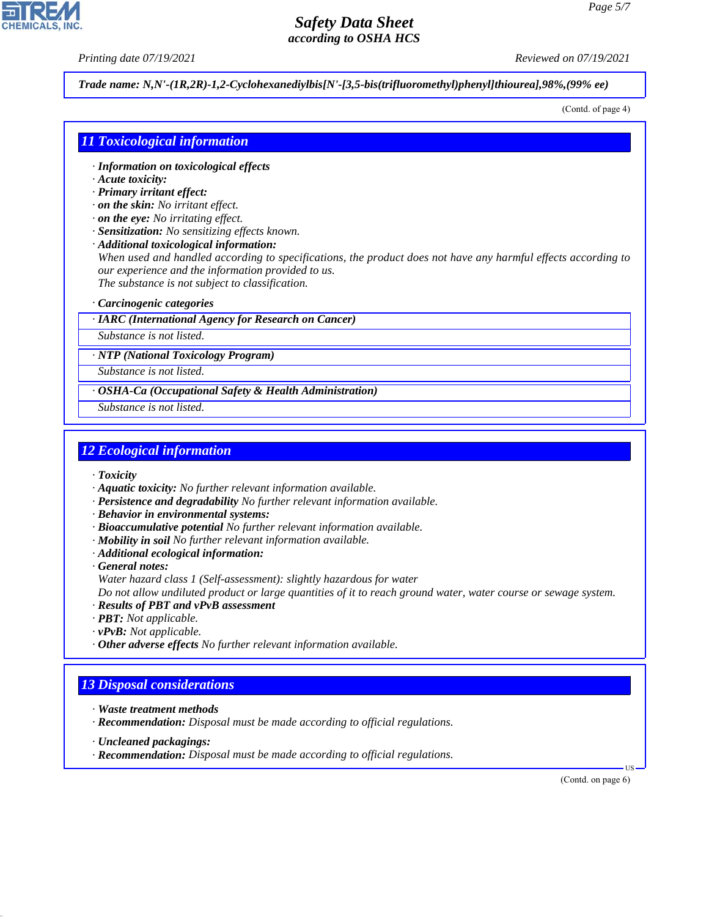Trade name: N,N'-(1R,2R)-1,2-Cyclohexanediylbis[N'-[3,5-bis(trifluoromethyl)phenyl]thiourea],98%,(99% ee)

(Contd. of page 4)

## 11 Toxicological information

- **Information on toxicological effects**
- **Acute toxicity:**
- **Primary irritant effect:**
- **on the skin:** No irritant effect.
- **on the eye:** No irritating effect.
- **Sensitization:** No sensitizing effects known.
- **Additional toxicological information:**
  When used and handled according to specifications, the product does not have any harmful effects according to our experience and the information provided to us.
  The substance is not subject to classification.

- **Carcinogenic categories**

| · IARC (International Agency for Research on Cancer) |
| --- |
| Substance is not listed. |

| · NTP (National Toxicology Program) |
| --- |
| Substance is not listed. |

| · OSHA-Ca (Occupational Safety & Health Administration) |
| --- |
| Substance is not listed. |

## 12 Ecological information

- **Toxicity**
- **Aquatic toxicity:** No further relevant information available.
- **Persistence and degradability** No further relevant information available.
- **Behavior in environmental systems:**
- **Bioaccumulative potential** No further relevant information available.
- **Mobility in soil** No further relevant information available.
- **Additional ecological information:**
- **General notes:**
  Water hazard class 1 (Self-assessment): slightly hazardous for water
  Do not allow undiluted product or large quantities of it to reach ground water, water course or sewage system.
- **Results of PBT and vPvB assessment**
- **PBT:** Not applicable.
- **vPvB:** Not applicable.
- **Other adverse effects** No further relevant information available.

## 13 Disposal considerations

- **Waste treatment methods**
- **Recommendation:** Disposal must be made according to official regulations.

- **Uncleaned packagings:**
- **Recommendation:** Disposal must be made according to official regulations.

(Contd. on page 6)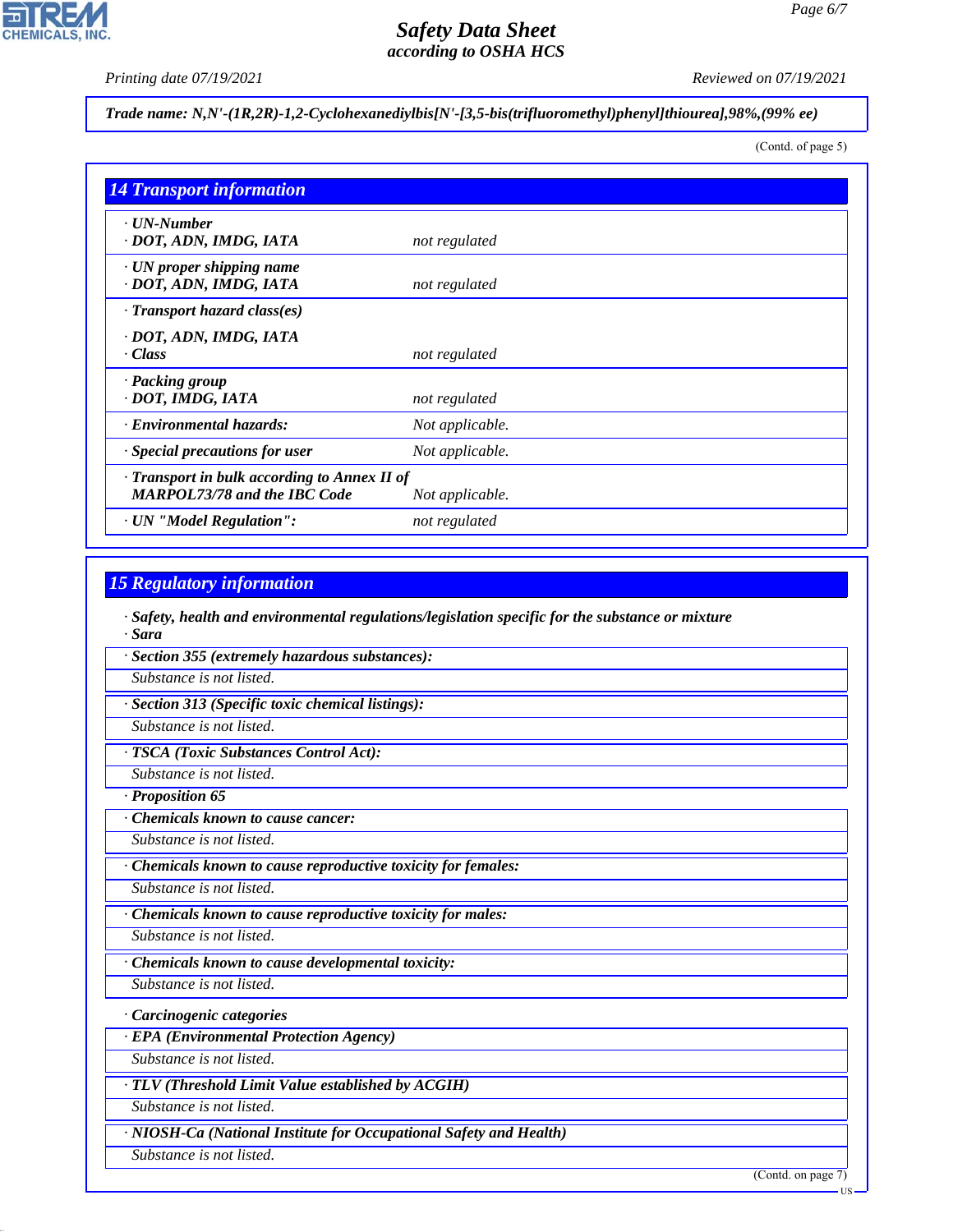Trade name: N,N'-(1R,2R)-1,2-Cyclohexanediylbis[N'-[3,5-bis(trifluoromethyl)phenyl]thiourea],98%,(99% ee)

(Contd. of page 5)

## 14 Transport information

| | |
|---|---|
| · **UN-Number**<br>· **DOT, ADN, IMDG, IATA** | not regulated |
| · **UN proper shipping name**<br>· **DOT, ADN, IMDG, IATA** | not regulated |
| · **Transport hazard class(es)**<br><br>· **DOT, ADN, IMDG, IATA**<br>· **Class** | not regulated |
| · **Packing group**<br>· **DOT, IMDG, IATA** | not regulated |
| · **Environmental hazards:** | Not applicable. |
| · **Special precautions for user** | Not applicable. |
| · **Transport in bulk according to Annex II of MARPOL73/78 and the IBC Code** | Not applicable. |
| · **UN "Model Regulation":** | not regulated |

## 15 Regulatory information

· **Safety, health and environmental regulations/legislation specific for the substance or mixture**

· **Sara**

· **Section 355 (extremely hazardous substances):**

Substance is not listed.

· **Section 313 (Specific toxic chemical listings):**

Substance is not listed.

· **TSCA (Toxic Substances Control Act):**

Substance is not listed.

· **Proposition 65**

· **Chemicals known to cause cancer:**

Substance is not listed.

· **Chemicals known to cause reproductive toxicity for females:**

Substance is not listed.

· **Chemicals known to cause reproductive toxicity for males:**

Substance is not listed.

· **Chemicals known to cause developmental toxicity:**

Substance is not listed.

· **Carcinogenic categories**

· **EPA (Environmental Protection Agency)**

Substance is not listed.

· **TLV (Threshold Limit Value established by ACGIH)**

Substance is not listed.

· **NIOSH-Ca (National Institute for Occupational Safety and Health)**

Substance is not listed.

(Contd. on page 7)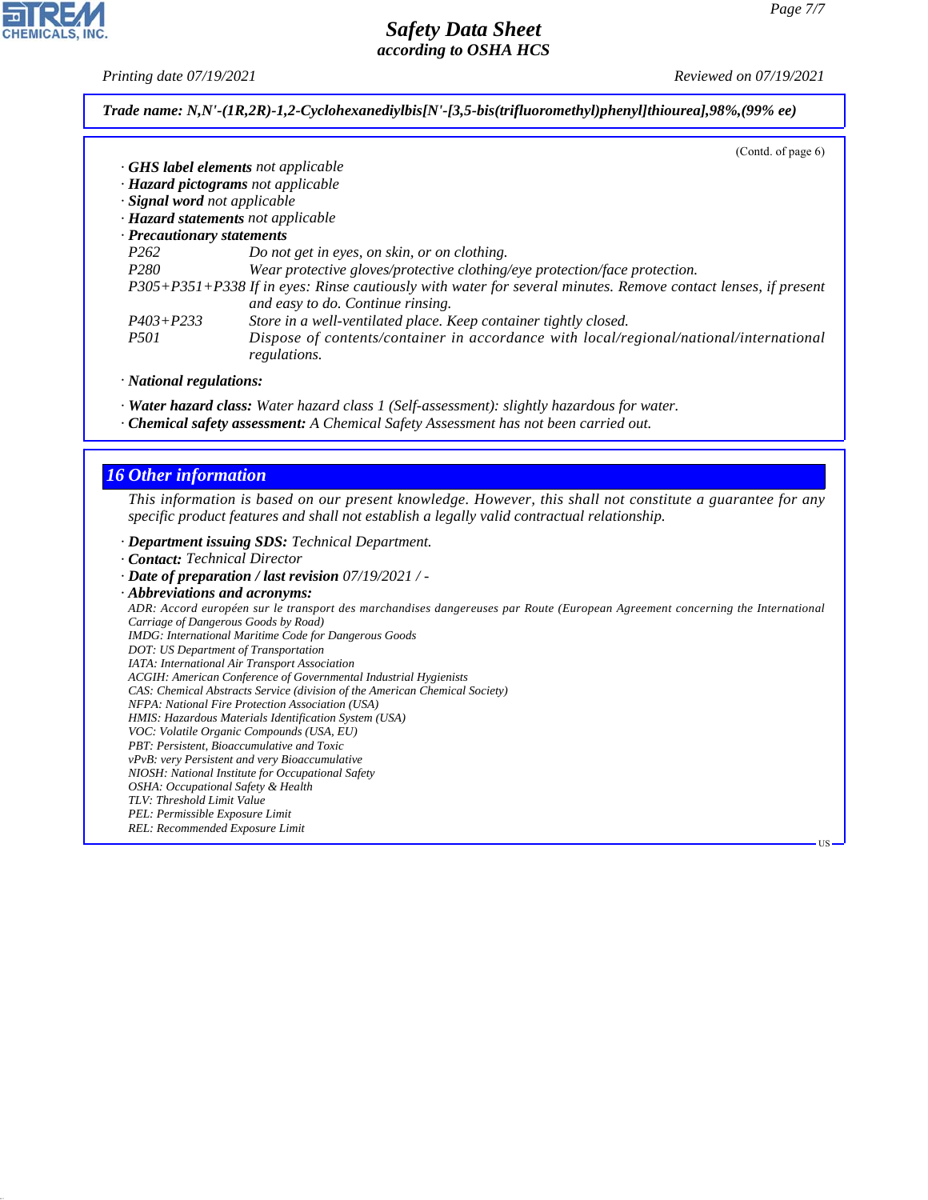(Contd. of page 6)

· **GHS label elements** not applicable
· **Hazard pictograms** not applicable
· **Signal word** not applicable
· **Hazard statements** not applicable
· **Precautionary statements**

| | |
|---|---|
| P262 | Do not get in eyes, on skin, or on clothing. |
| P280 | Wear protective gloves/protective clothing/eye protection/face protection. |
| P305+P351+P338 | If in eyes: Rinse cautiously with water for several minutes. Remove contact lenses, if present and easy to do. Continue rinsing. |
| P403+P233 | Store in a well-ventilated place. Keep container tightly closed. |
| P501 | Dispose of contents/container in accordance with local/regional/national/international regulations. |

· **National regulations:**

· **Water hazard class:** Water hazard class 1 (Self-assessment): slightly hazardous for water.
· **Chemical safety assessment:** A Chemical Safety Assessment has not been carried out.

## 16 Other information

This information is based on our present knowledge. However, this shall not constitute a guarantee for any specific product features and shall not establish a legally valid contractual relationship.

· **Department issuing SDS:** Technical Department.
· **Contact:** Technical Director
· **Date of preparation / last revision** 07/19/2021 / -
· **Abbreviations and acronyms:**

ADR: Accord européen sur le transport des marchandises dangereuses par Route (European Agreement concerning the International Carriage of Dangerous Goods by Road)
IMDG: International Maritime Code for Dangerous Goods
DOT: US Department of Transportation
IATA: International Air Transport Association
ACGIH: American Conference of Governmental Industrial Hygienists
CAS: Chemical Abstracts Service (division of the American Chemical Society)
NFPA: National Fire Protection Association (USA)
HMIS: Hazardous Materials Identification System (USA)
VOC: Volatile Organic Compounds (USA, EU)
PBT: Persistent, Bioaccumulative and Toxic
vPvB: very Persistent and very Bioaccumulative
NIOSH: National Institute for Occupational Safety
OSHA: Occupational Safety & Health
TLV: Threshold Limit Value
PEL: Permissible Exposure Limit
REL: Recommended Exposure Limit